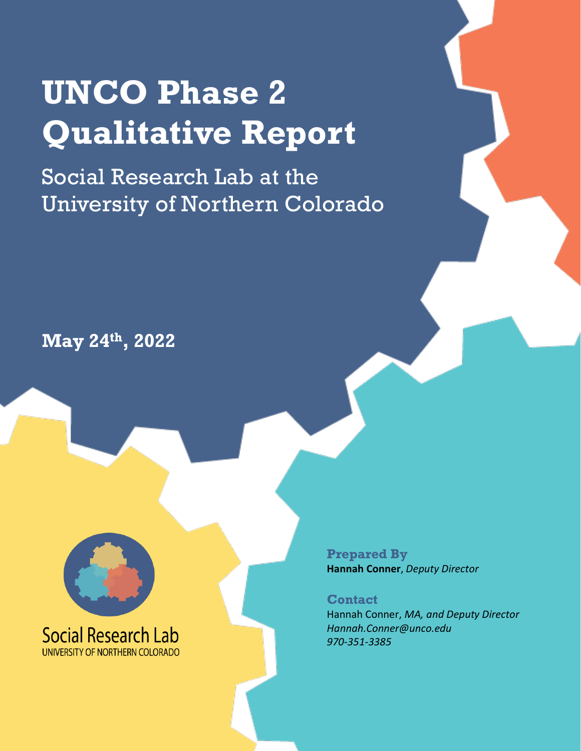# UNCO Phase 2 Qualitative Report

Social Research Lab at the University of Northern Colorado

**May 24th, 2022**

Social Research Lab
UNIVERSITY OF NORTHERN COLORADO

**Prepared By**
**Hannah Conner**, *Deputy Director*

**Contact**
Hannah Conner, *MA, and Deputy Director*
*Hannah.Conner@unco.edu*
*970-351-3385*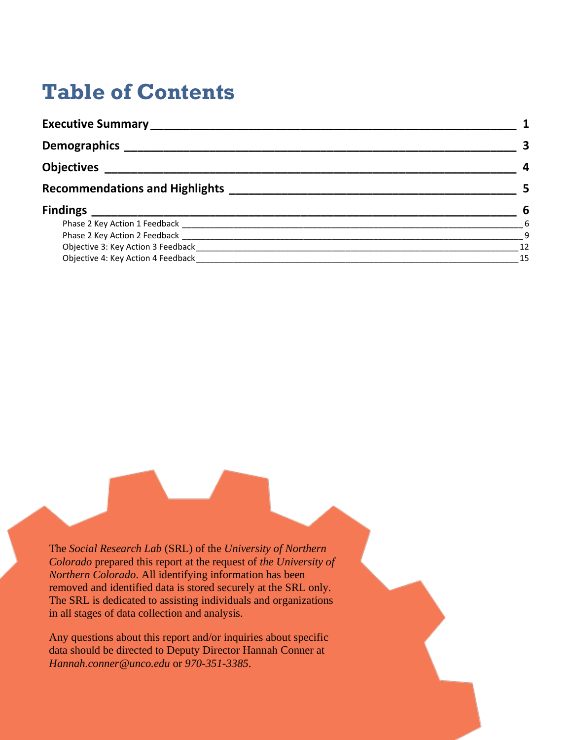# Table of Contents

**Executive Summary** ____________________________________________ **1**

**Demographics** ____________________________________________ **3**

**Objectives** ____________________________________________ **4**

**Recommendations and Highlights** ____________________________________________ **5**

**Findings** ____________________________________________ **6**

- Phase 2 Key Action 1 Feedback ____________________________________________ 6
- Phase 2 Key Action 2 Feedback ____________________________________________ 9
- Objective 3: Key Action 3 Feedback ____________________________________________ 12
- Objective 4: Key Action 4 Feedback ____________________________________________ 15

The *Social Research Lab* (SRL) of the *University of Northern Colorado* prepared this report at the request of *the University of Northern Colorado*. All identifying information has been removed and identified data is stored securely at the SRL only. The SRL is dedicated to assisting individuals and organizations in all stages of data collection and analysis.

Any questions about this report and/or inquiries about specific data should be directed to Deputy Director Hannah Conner at *Hannah.conner@unco.edu* or *970-351-3385*.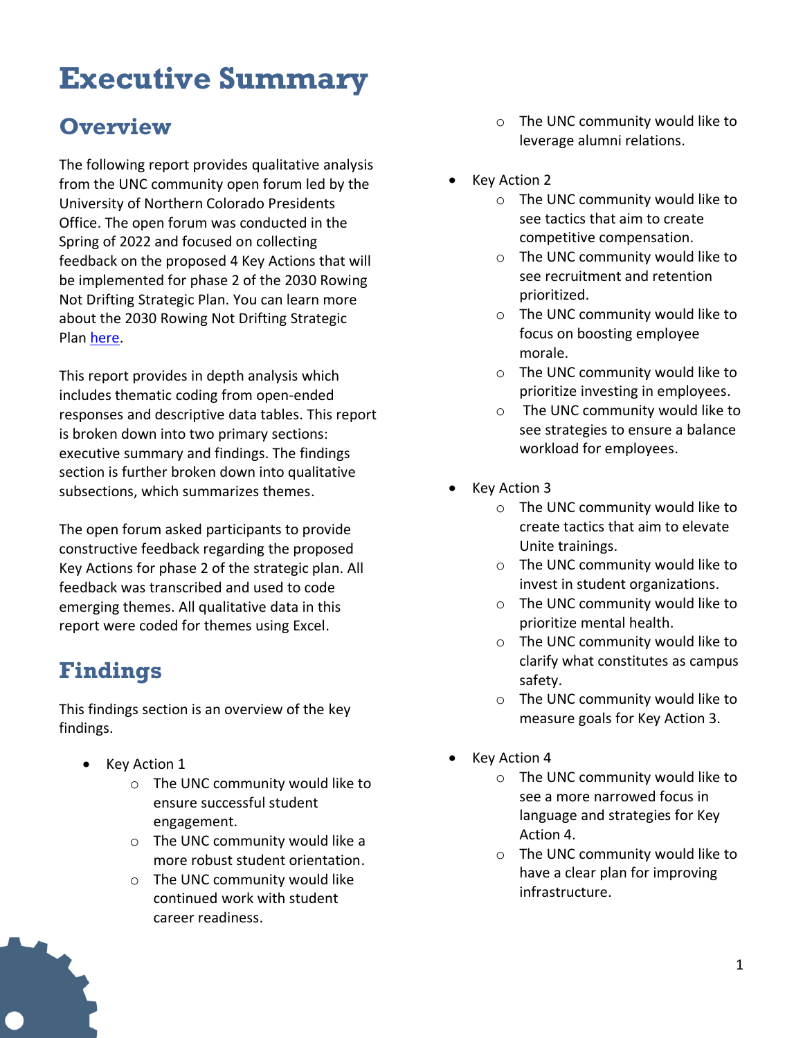# Executive Summary

## Overview

The following report provides qualitative analysis from the UNC community open forum led by the University of Northern Colorado Presidents Office. The open forum was conducted in the Spring of 2022 and focused on collecting feedback on the proposed 4 Key Actions that will be implemented for phase 2 of the 2030 Rowing Not Drifting Strategic Plan. You can learn more about the 2030 Rowing Not Drifting Strategic Plan here.

This report provides in depth analysis which includes thematic coding from open-ended responses and descriptive data tables. This report is broken down into two primary sections: executive summary and findings. The findings section is further broken down into qualitative subsections, which summarizes themes.

The open forum asked participants to provide constructive feedback regarding the proposed Key Actions for phase 2 of the strategic plan. All feedback was transcribed and used to code emerging themes. All qualitative data in this report were coded for themes using Excel.

## Findings

This findings section is an overview of the key findings.

- Key Action 1
  - The UNC community would like to ensure successful student engagement.
  - The UNC community would like a more robust student orientation.
  - The UNC community would like continued work with student career readiness.
  - The UNC community would like to leverage alumni relations.
- Key Action 2
  - The UNC community would like to see tactics that aim to create competitive compensation.
  - The UNC community would like to see recruitment and retention prioritized.
  - The UNC community would like to focus on boosting employee morale.
  - The UNC community would like to prioritize investing in employees.
  - The UNC community would like to see strategies to ensure a balance workload for employees.
- Key Action 3
  - The UNC community would like to create tactics that aim to elevate Unite trainings.
  - The UNC community would like to invest in student organizations.
  - The UNC community would like to prioritize mental health.
  - The UNC community would like to clarify what constitutes as campus safety.
  - The UNC community would like to measure goals for Key Action 3.
- Key Action 4
  - The UNC community would like to see a more narrowed focus in language and strategies for Key Action 4.
  - The UNC community would like to have a clear plan for improving infrastructure.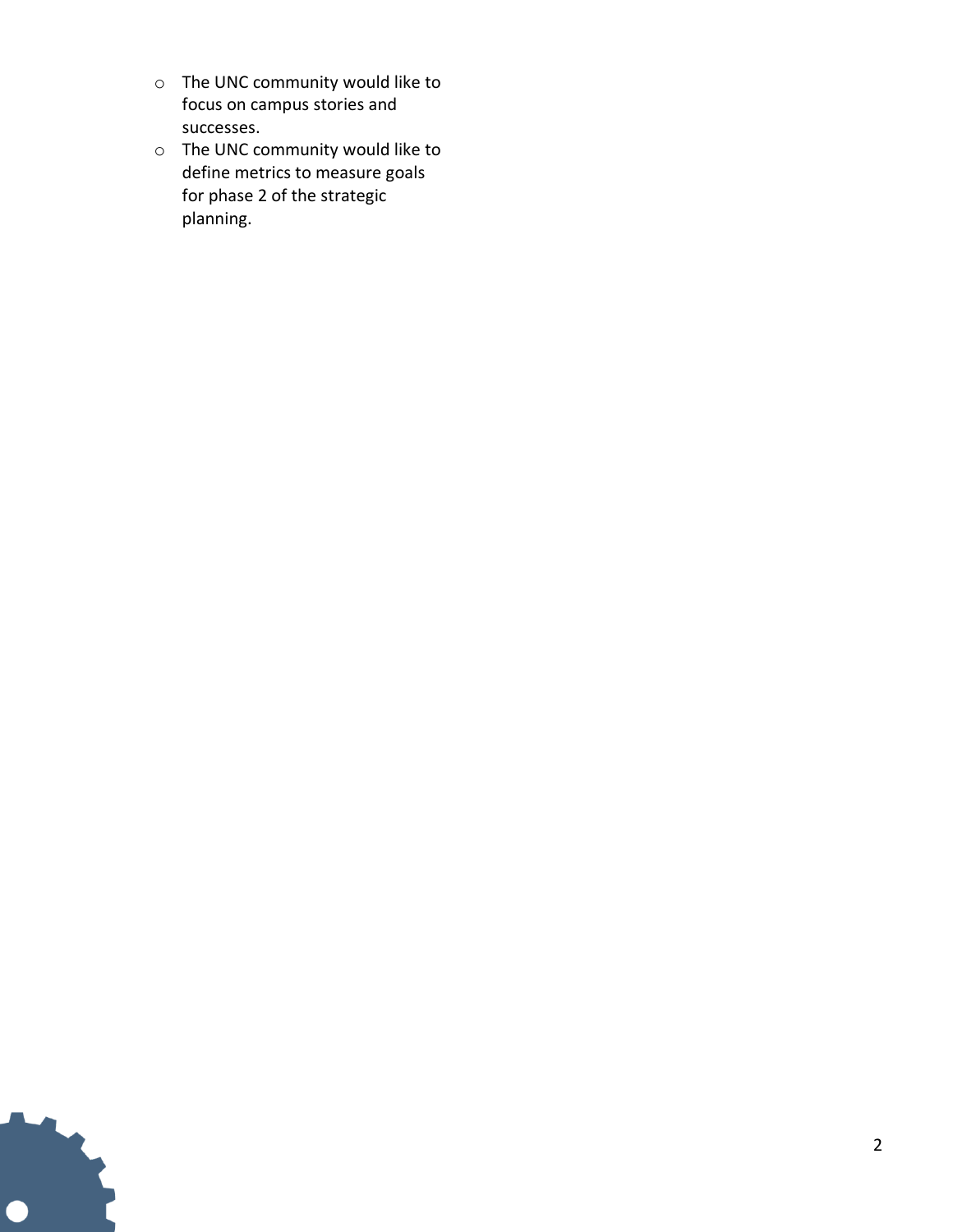- The UNC community would like to focus on campus stories and successes.
- The UNC community would like to define metrics to measure goals for phase 2 of the strategic planning.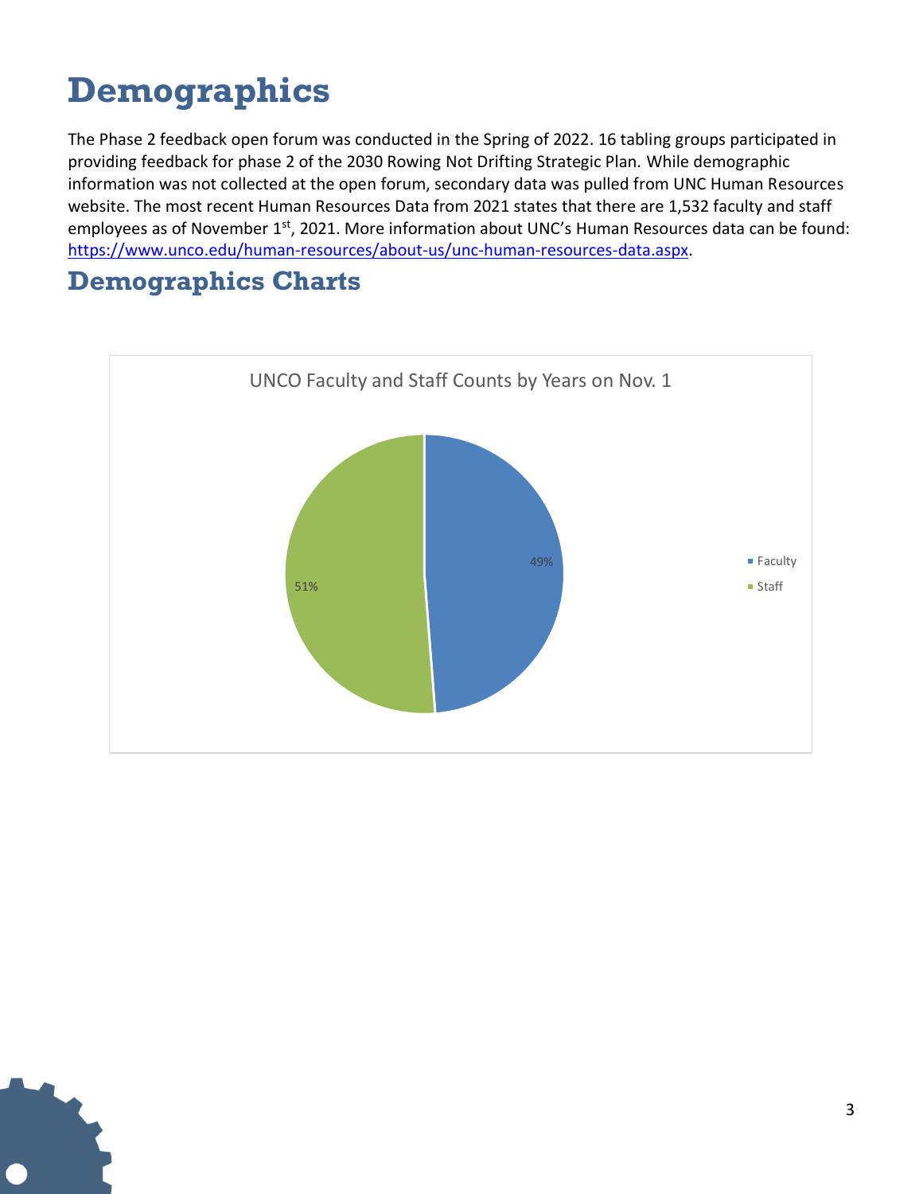# Demographics

The Phase 2 feedback open forum was conducted in the Spring of 2022. 16 tabling groups participated in providing feedback for phase 2 of the 2030 Rowing Not Drifting Strategic Plan. While demographic information was not collected at the open forum, secondary data was pulled from UNC Human Resources website. The most recent Human Resources Data from 2021 states that there are 1,532 faculty and staff employees as of November 1st, 2021. More information about UNC's Human Resources data can be found: https://www.unco.edu/human-resources/about-us/unc-human-resources-data.aspx.

## Demographics Charts

UNCO Faculty and Staff Counts by Years on Nov. 1

| Category | Percentage |
|---|---|
| Faculty | 49% |
| Staff | 51% |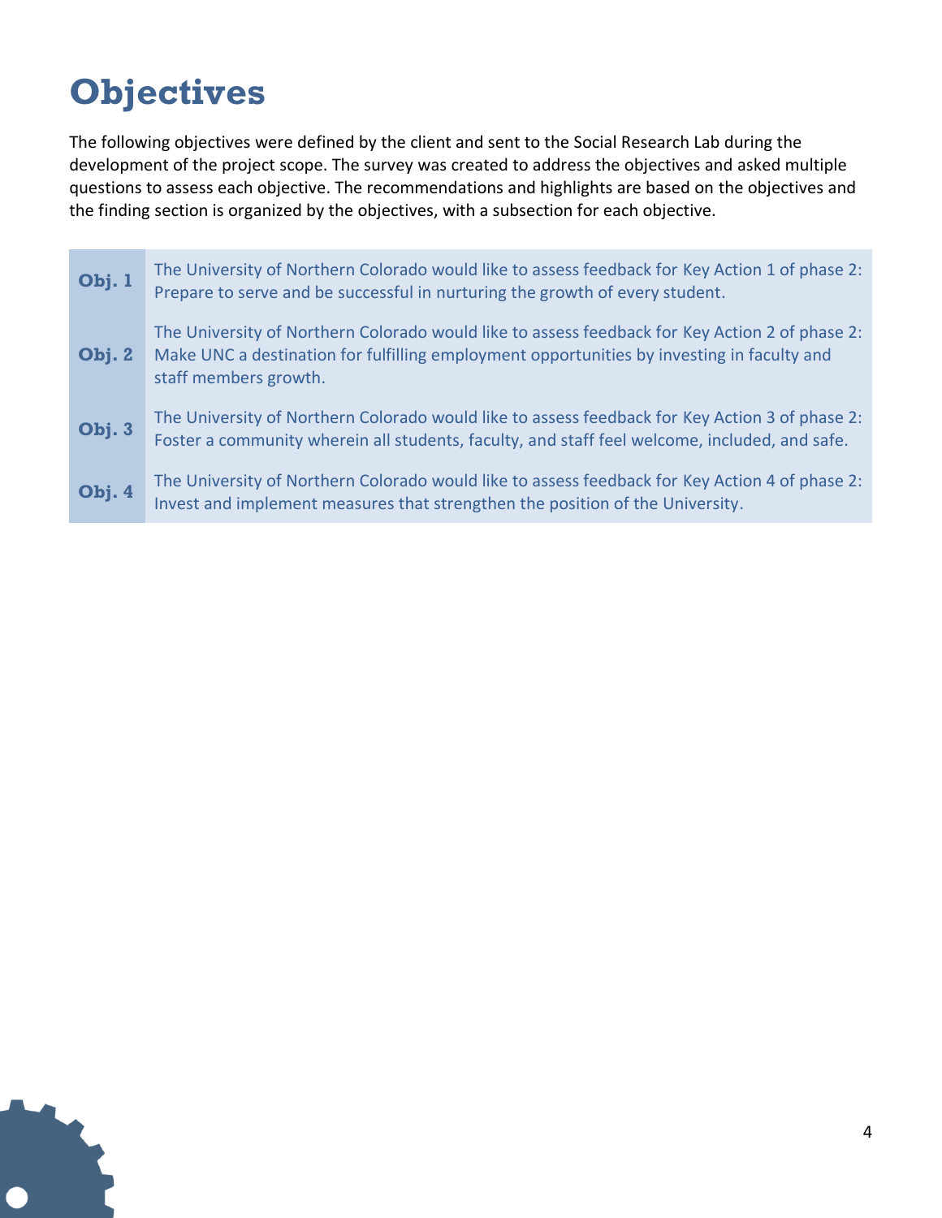# Objectives

The following objectives were defined by the client and sent to the Social Research Lab during the development of the project scope. The survey was created to address the objectives and asked multiple questions to assess each objective. The recommendations and highlights are based on the objectives and the finding section is organized by the objectives, with a subsection for each objective.

| | |
|---|---|
| **Obj. 1** | The University of Northern Colorado would like to assess feedback for Key Action 1 of phase 2: Prepare to serve and be successful in nurturing the growth of every student. |
| **Obj. 2** | The University of Northern Colorado would like to assess feedback for Key Action 2 of phase 2: Make UNC a destination for fulfilling employment opportunities by investing in faculty and staff members growth. |
| **Obj. 3** | The University of Northern Colorado would like to assess feedback for Key Action 3 of phase 2: Foster a community wherein all students, faculty, and staff feel welcome, included, and safe. |
| **Obj. 4** | The University of Northern Colorado would like to assess feedback for Key Action 4 of phase 2: Invest and implement measures that strengthen the position of the University. |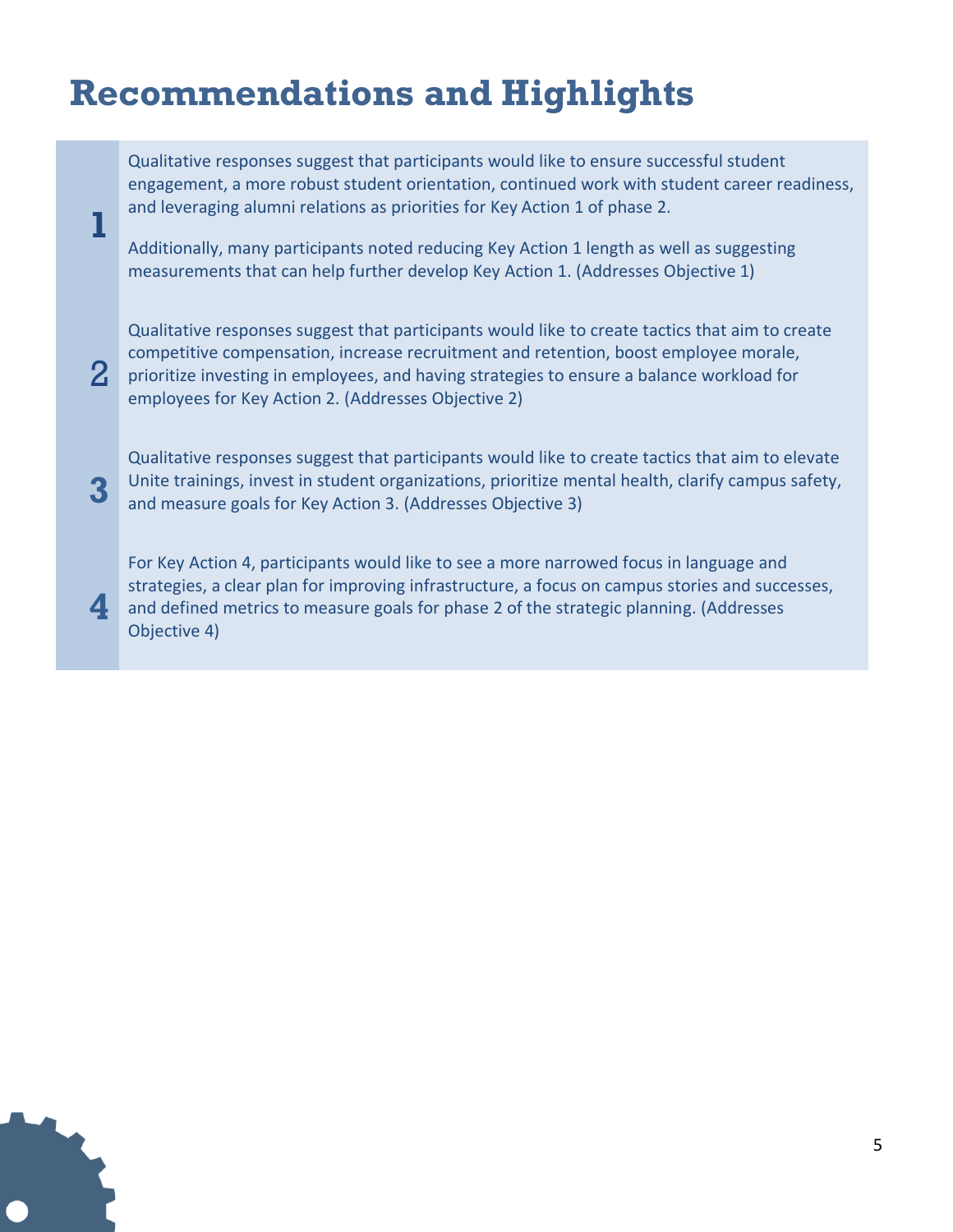# Recommendations and Highlights

1. Qualitative responses suggest that participants would like to ensure successful student engagement, a more robust student orientation, continued work with student career readiness, and leveraging alumni relations as priorities for Key Action 1 of phase 2.

   Additionally, many participants noted reducing Key Action 1 length as well as suggesting measurements that can help further develop Key Action 1. (Addresses Objective 1)

2. Qualitative responses suggest that participants would like to create tactics that aim to create competitive compensation, increase recruitment and retention, boost employee morale, prioritize investing in employees, and having strategies to ensure a balance workload for employees for Key Action 2. (Addresses Objective 2)

3. Qualitative responses suggest that participants would like to create tactics that aim to elevate Unite trainings, invest in student organizations, prioritize mental health, clarify campus safety, and measure goals for Key Action 3. (Addresses Objective 3)

4. For Key Action 4, participants would like to see a more narrowed focus in language and strategies, a clear plan for improving infrastructure, a focus on campus stories and successes, and defined metrics to measure goals for phase 2 of the strategic planning. (Addresses Objective 4)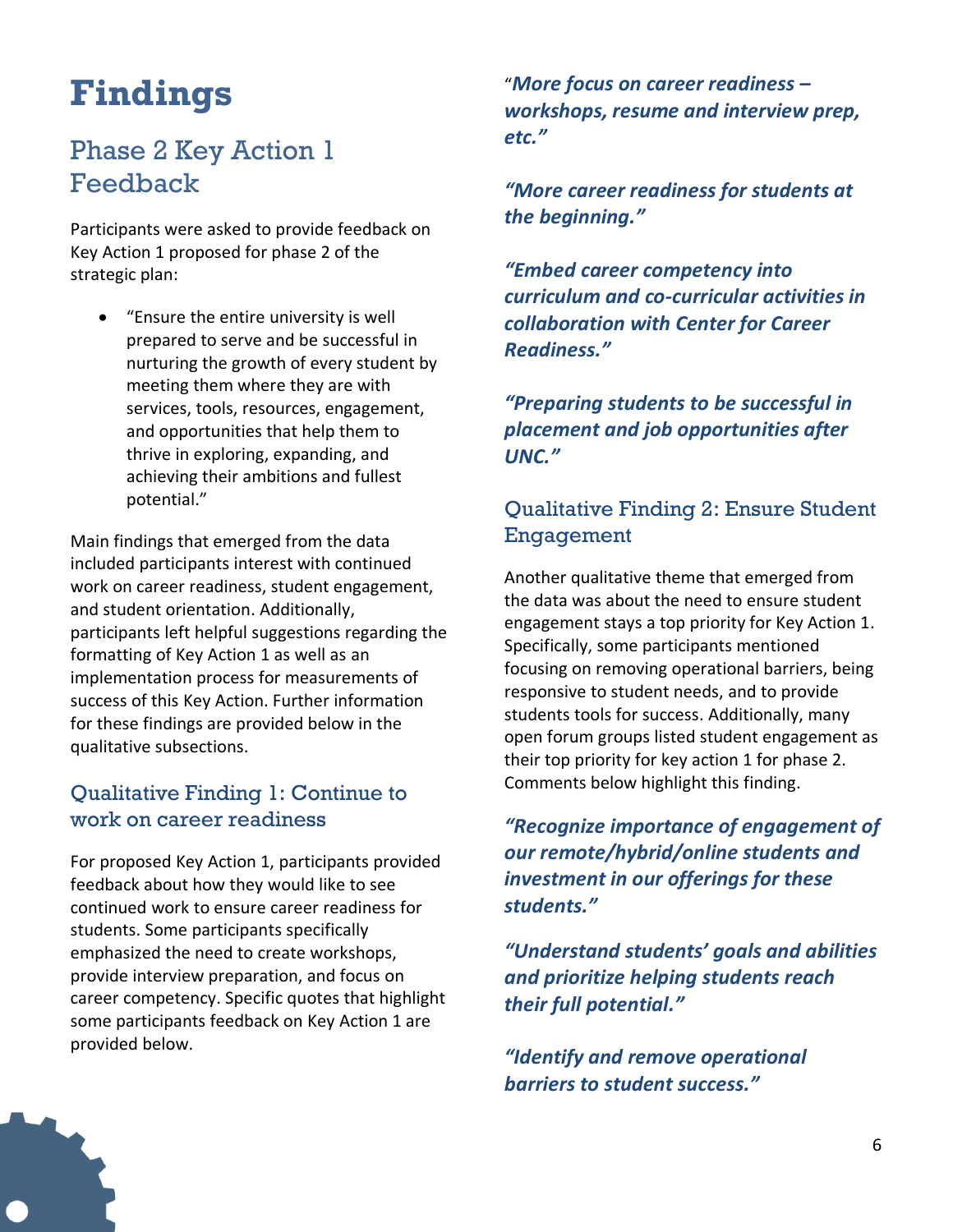# Findings

## Phase 2 Key Action 1 Feedback

Participants were asked to provide feedback on Key Action 1 proposed for phase 2 of the strategic plan:

- "Ensure the entire university is well prepared to serve and be successful in nurturing the growth of every student by meeting them where they are with services, tools, resources, engagement, and opportunities that help them to thrive in exploring, expanding, and achieving their ambitions and fullest potential."

Main findings that emerged from the data included participants interest with continued work on career readiness, student engagement, and student orientation. Additionally, participants left helpful suggestions regarding the formatting of Key Action 1 as well as an implementation process for measurements of success of this Key Action. Further information for these findings are provided below in the qualitative subsections.

### Qualitative Finding 1: Continue to work on career readiness

For proposed Key Action 1, participants provided feedback about how they would like to see continued work to ensure career readiness for students. Some participants specifically emphasized the need to create workshops, provide interview preparation, and focus on career competency. Specific quotes that highlight some participants feedback on Key Action 1 are provided below.

***"More focus on career readiness – workshops, resume and interview prep, etc."***

***"More career readiness for students at the beginning."***

***"Embed career competency into curriculum and co-curricular activities in collaboration with Center for Career Readiness."***

***"Preparing students to be successful in placement and job opportunities after UNC."***

### Qualitative Finding 2: Ensure Student Engagement

Another qualitative theme that emerged from the data was about the need to ensure student engagement stays a top priority for Key Action 1. Specifically, some participants mentioned focusing on removing operational barriers, being responsive to student needs, and to provide students tools for success. Additionally, many open forum groups listed student engagement as their top priority for key action 1 for phase 2. Comments below highlight this finding.

***"Recognize importance of engagement of our remote/hybrid/online students and investment in our offerings for these students."***

***"Understand students' goals and abilities and prioritize helping students reach their full potential."***

***"Identify and remove operational barriers to student success."***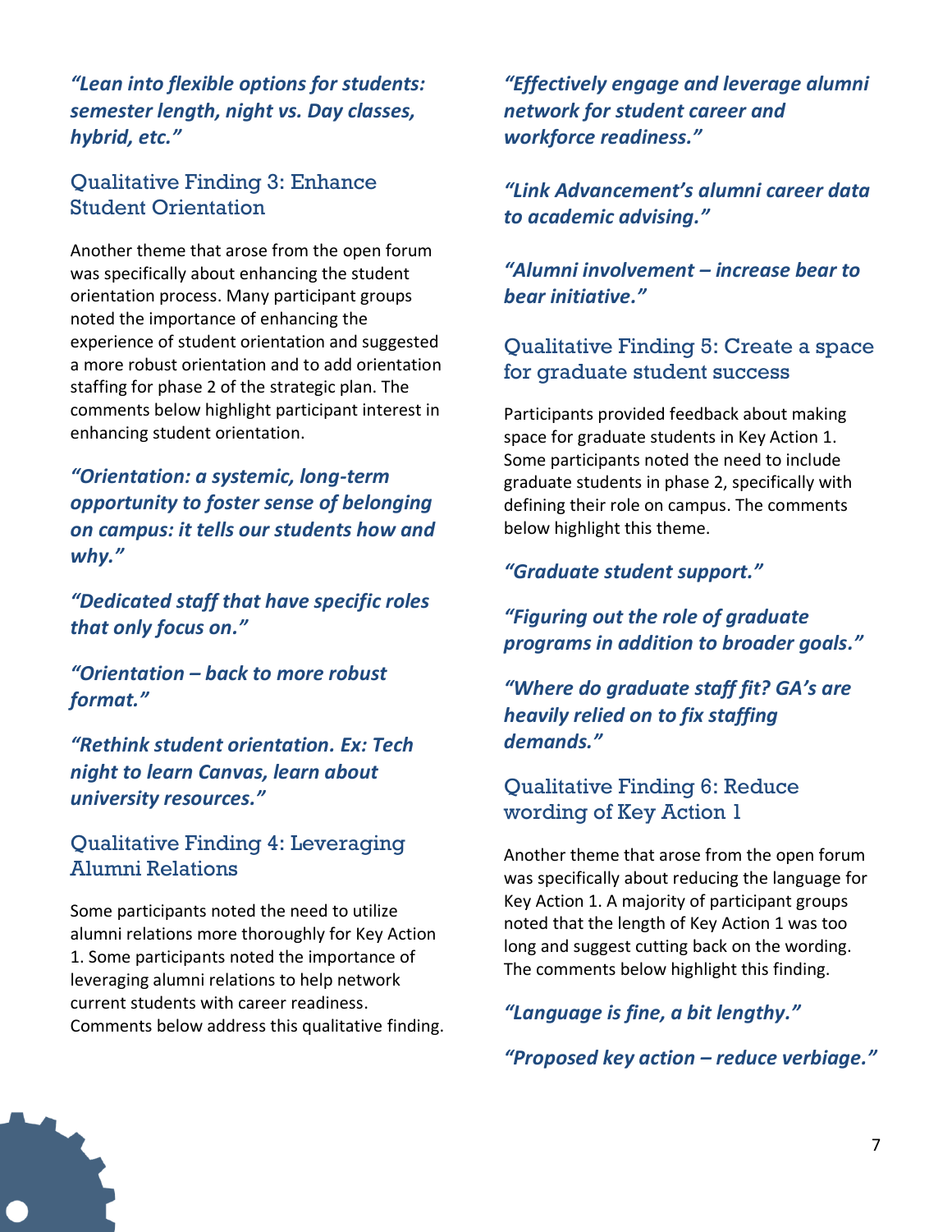***"Lean into flexible options for students: semester length, night vs. Day classes, hybrid, etc."***

## Qualitative Finding 3: Enhance Student Orientation

Another theme that arose from the open forum was specifically about enhancing the student orientation process. Many participant groups noted the importance of enhancing the experience of student orientation and suggested a more robust orientation and to add orientation staffing for phase 2 of the strategic plan. The comments below highlight participant interest in enhancing student orientation.

***"Orientation: a systemic, long-term opportunity to foster sense of belonging on campus: it tells our students how and why."***

***"Dedicated staff that have specific roles that only focus on."***

***"Orientation – back to more robust format."***

***"Rethink student orientation. Ex: Tech night to learn Canvas, learn about university resources."***

## Qualitative Finding 4: Leveraging Alumni Relations

Some participants noted the need to utilize alumni relations more thoroughly for Key Action 1. Some participants noted the importance of leveraging alumni relations to help network current students with career readiness. Comments below address this qualitative finding.

***"Effectively engage and leverage alumni network for student career and workforce readiness."***

***"Link Advancement's alumni career data to academic advising."***

***"Alumni involvement – increase bear to bear initiative."***

## Qualitative Finding 5: Create a space for graduate student success

Participants provided feedback about making space for graduate students in Key Action 1. Some participants noted the need to include graduate students in phase 2, specifically with defining their role on campus. The comments below highlight this theme.

***"Graduate student support."***

***"Figuring out the role of graduate programs in addition to broader goals."***

***"Where do graduate staff fit? GA's are heavily relied on to fix staffing demands."***

## Qualitative Finding 6: Reduce wording of Key Action 1

Another theme that arose from the open forum was specifically about reducing the language for Key Action 1. A majority of participant groups noted that the length of Key Action 1 was too long and suggest cutting back on the wording. The comments below highlight this finding.

***"Language is fine, a bit lengthy."***

***"Proposed key action – reduce verbiage."***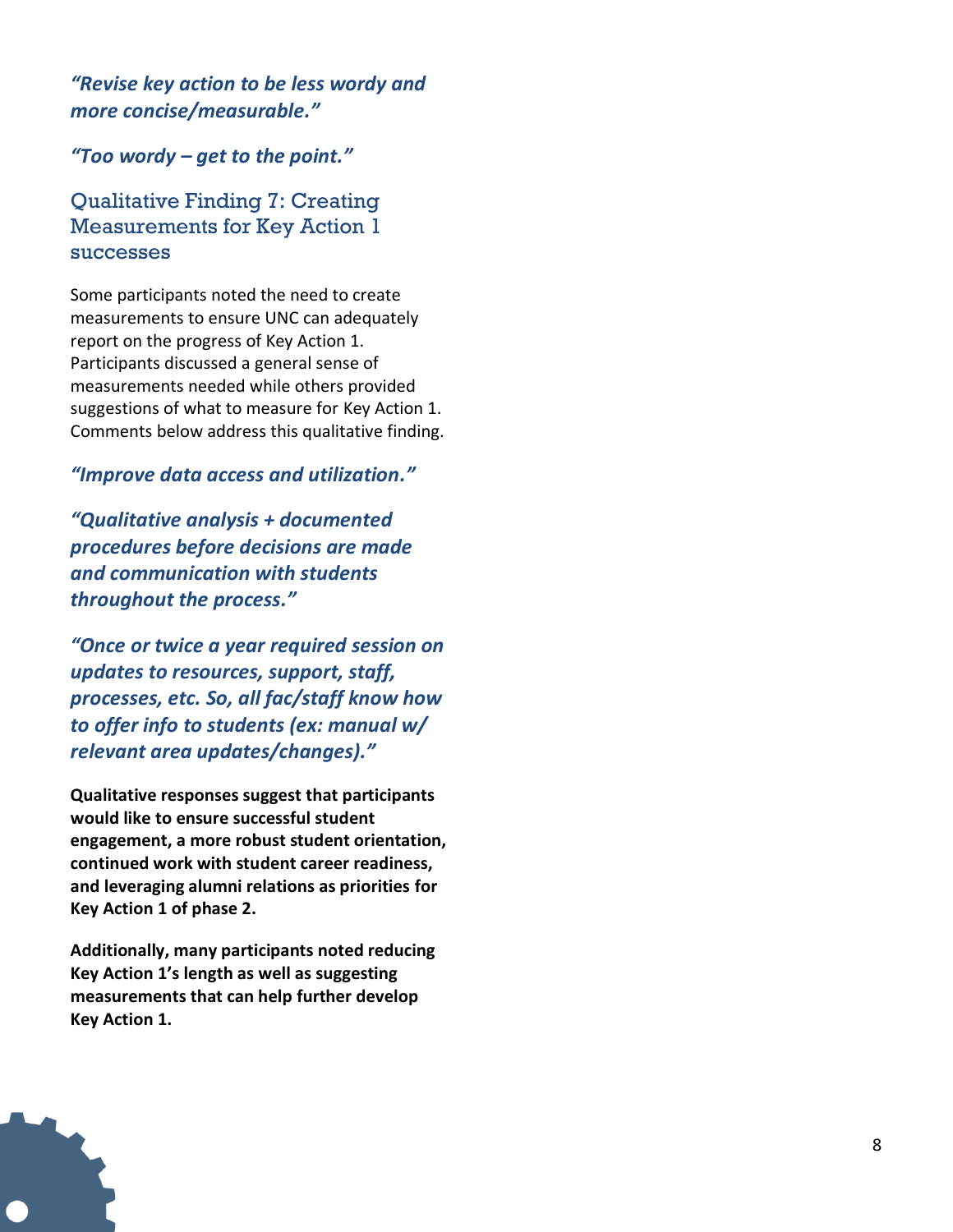*"Revise key action to be less wordy and more concise/measurable."*

*"Too wordy – get to the point."*

## Qualitative Finding 7: Creating Measurements for Key Action 1 successes

Some participants noted the need to create measurements to ensure UNC can adequately report on the progress of Key Action 1. Participants discussed a general sense of measurements needed while others provided suggestions of what to measure for Key Action 1. Comments below address this qualitative finding.

*"Improve data access and utilization."*

*"Qualitative analysis + documented procedures before decisions are made and communication with students throughout the process."*

*"Once or twice a year required session on updates to resources, support, staff, processes, etc. So, all fac/staff know how to offer info to students (ex: manual w/ relevant area updates/changes)."*

**Qualitative responses suggest that participants would like to ensure successful student engagement, a more robust student orientation, continued work with student career readiness, and leveraging alumni relations as priorities for Key Action 1 of phase 2.**

**Additionally, many participants noted reducing Key Action 1's length as well as suggesting measurements that can help further develop Key Action 1.**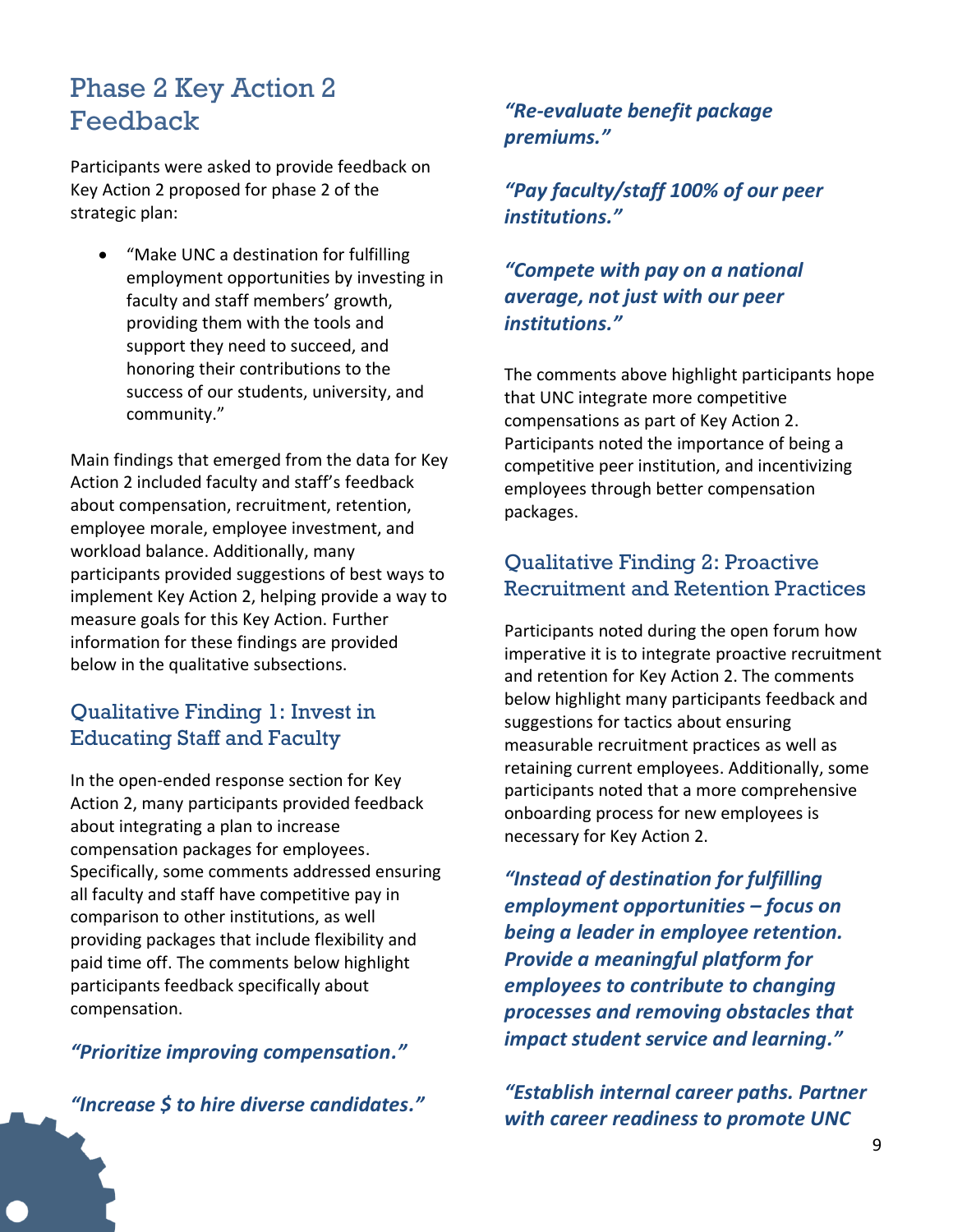## Phase 2 Key Action 2 Feedback

Participants were asked to provide feedback on Key Action 2 proposed for phase 2 of the strategic plan:

- "Make UNC a destination for fulfilling employment opportunities by investing in faculty and staff members' growth, providing them with the tools and support they need to succeed, and honoring their contributions to the success of our students, university, and community."

Main findings that emerged from the data for Key Action 2 included faculty and staff's feedback about compensation, recruitment, retention, employee morale, employee investment, and workload balance. Additionally, many participants provided suggestions of best ways to implement Key Action 2, helping provide a way to measure goals for this Key Action. Further information for these findings are provided below in the qualitative subsections.

### Qualitative Finding 1: Invest in Educating Staff and Faculty

In the open-ended response section for Key Action 2, many participants provided feedback about integrating a plan to increase compensation packages for employees. Specifically, some comments addressed ensuring all faculty and staff have competitive pay in comparison to other institutions, as well providing packages that include flexibility and paid time off. The comments below highlight participants feedback specifically about compensation.

***"Prioritize improving compensation."***

***"Increase $ to hire diverse candidates."***

***"Re-evaluate benefit package premiums."***

***"Pay faculty/staff 100% of our peer institutions."***

***"Compete with pay on a national average, not just with our peer institutions."***

The comments above highlight participants hope that UNC integrate more competitive compensations as part of Key Action 2. Participants noted the importance of being a competitive peer institution, and incentivizing employees through better compensation packages.

### Qualitative Finding 2: Proactive Recruitment and Retention Practices

Participants noted during the open forum how imperative it is to integrate proactive recruitment and retention for Key Action 2. The comments below highlight many participants feedback and suggestions for tactics about ensuring measurable recruitment practices as well as retaining current employees. Additionally, some participants noted that a more comprehensive onboarding process for new employees is necessary for Key Action 2.

***"Instead of destination for fulfilling employment opportunities – focus on being a leader in employee retention. Provide a meaningful platform for employees to contribute to changing processes and removing obstacles that impact student service and learning."***

***"Establish internal career paths. Partner with career readiness to promote UNC***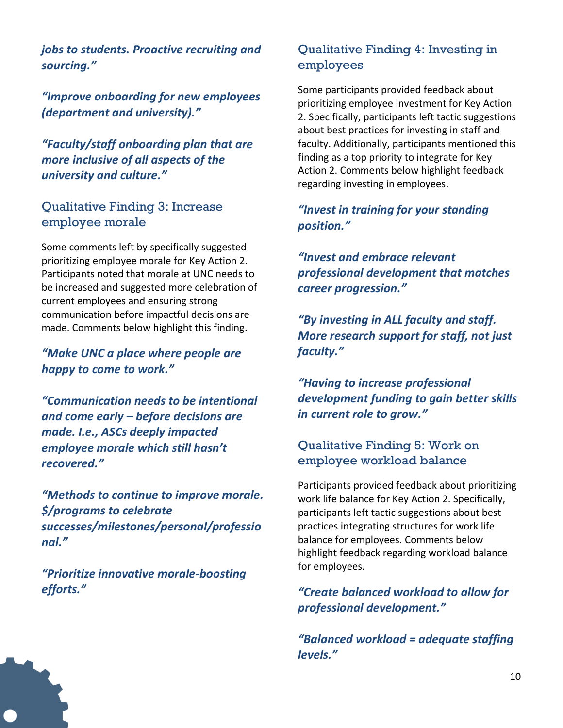***jobs to students. Proactive recruiting and sourcing."***

***"Improve onboarding for new employees (department and university)."***

***"Faculty/staff onboarding plan that are more inclusive of all aspects of the university and culture."***

### Qualitative Finding 3: Increase employee morale

Some comments left by specifically suggested prioritizing employee morale for Key Action 2. Participants noted that morale at UNC needs to be increased and suggested more celebration of current employees and ensuring strong communication before impactful decisions are made. Comments below highlight this finding.

***"Make UNC a place where people are happy to come to work."***

***"Communication needs to be intentional and come early – before decisions are made. I.e., ASCs deeply impacted employee morale which still hasn't recovered."***

***"Methods to continue to improve morale. $/programs to celebrate successes/milestones/personal/professional."***

***"Prioritize innovative morale-boosting efforts."***

### Qualitative Finding 4: Investing in employees

Some participants provided feedback about prioritizing employee investment for Key Action 2. Specifically, participants left tactic suggestions about best practices for investing in staff and faculty. Additionally, participants mentioned this finding as a top priority to integrate for Key Action 2. Comments below highlight feedback regarding investing in employees.

***"Invest in training for your standing position."***

***"Invest and embrace relevant professional development that matches career progression."***

***"By investing in ALL faculty and staff. More research support for staff, not just faculty."***

***"Having to increase professional development funding to gain better skills in current role to grow."***

### Qualitative Finding 5: Work on employee workload balance

Participants provided feedback about prioritizing work life balance for Key Action 2. Specifically, participants left tactic suggestions about best practices integrating structures for work life balance for employees. Comments below highlight feedback regarding workload balance for employees.

***"Create balanced workload to allow for professional development."***

***"Balanced workload = adequate staffing levels."***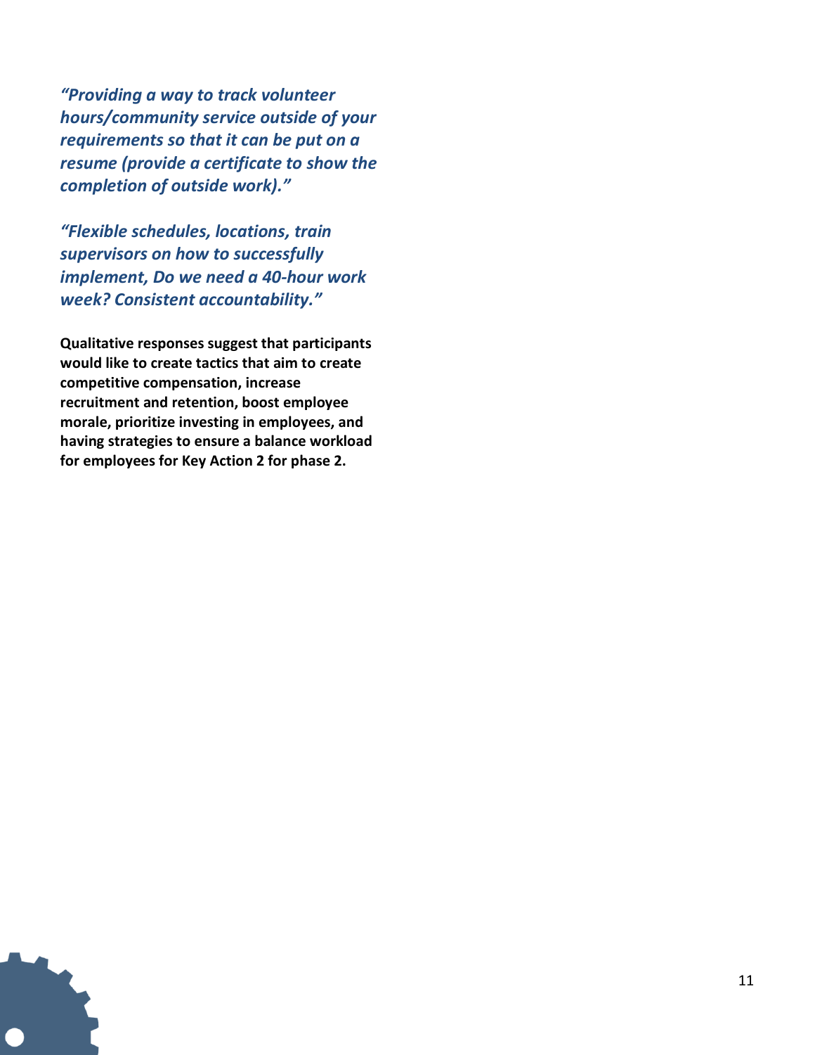*"Providing a way to track volunteer hours/community service outside of your requirements so that it can be put on a resume (provide a certificate to show the completion of outside work)."*

*"Flexible schedules, locations, train supervisors on how to successfully implement, Do we need a 40-hour work week? Consistent accountability."*

**Qualitative responses suggest that participants would like to create tactics that aim to create competitive compensation, increase recruitment and retention, boost employee morale, prioritize investing in employees, and having strategies to ensure a balance workload for employees for Key Action 2 for phase 2.**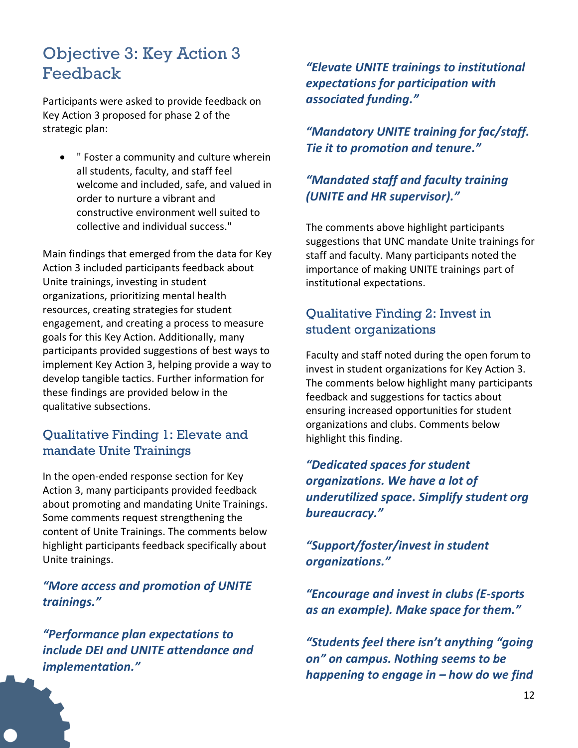## Objective 3: Key Action 3 Feedback

Participants were asked to provide feedback on Key Action 3 proposed for phase 2 of the strategic plan:

- " Foster a community and culture wherein all students, faculty, and staff feel welcome and included, safe, and valued in order to nurture a vibrant and constructive environment well suited to collective and individual success."

Main findings that emerged from the data for Key Action 3 included participants feedback about Unite trainings, investing in student organizations, prioritizing mental health resources, creating strategies for student engagement, and creating a process to measure goals for this Key Action. Additionally, many participants provided suggestions of best ways to implement Key Action 3, helping provide a way to develop tangible tactics. Further information for these findings are provided below in the qualitative subsections.

### Qualitative Finding 1: Elevate and mandate Unite Trainings

In the open-ended response section for Key Action 3, many participants provided feedback about promoting and mandating Unite Trainings. Some comments request strengthening the content of Unite Trainings. The comments below highlight participants feedback specifically about Unite trainings.

***"More access and promotion of UNITE trainings."***

***"Performance plan expectations to include DEI and UNITE attendance and implementation."***

***"Elevate UNITE trainings to institutional expectations for participation with associated funding."***

***"Mandatory UNITE training for fac/staff. Tie it to promotion and tenure."***

***"Mandated staff and faculty training (UNITE and HR supervisor)."***

The comments above highlight participants suggestions that UNC mandate Unite trainings for staff and faculty. Many participants noted the importance of making UNITE trainings part of institutional expectations.

### Qualitative Finding 2: Invest in student organizations

Faculty and staff noted during the open forum to invest in student organizations for Key Action 3. The comments below highlight many participants feedback and suggestions for tactics about ensuring increased opportunities for student organizations and clubs. Comments below highlight this finding.

***"Dedicated spaces for student organizations. We have a lot of underutilized space. Simplify student org bureaucracy."***

***"Support/foster/invest in student organizations."***

***"Encourage and invest in clubs (E-sports as an example). Make space for them."***

***"Students feel there isn't anything "going on" on campus. Nothing seems to be happening to engage in – how do we find***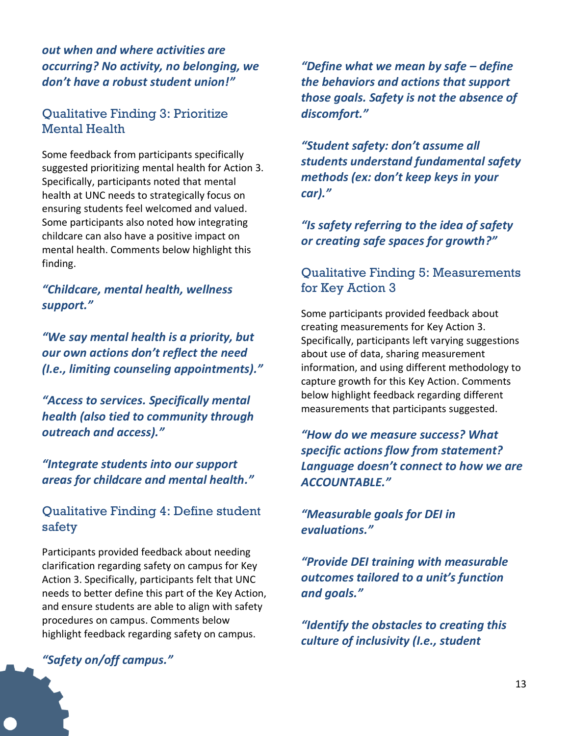***out when and where activities are occurring? No activity, no belonging, we don't have a robust student union!"***

## Qualitative Finding 3: Prioritize Mental Health

Some feedback from participants specifically suggested prioritizing mental health for Action 3. Specifically, participants noted that mental health at UNC needs to strategically focus on ensuring students feel welcomed and valued. Some participants also noted how integrating childcare can also have a positive impact on mental health. Comments below highlight this finding.

***"Childcare, mental health, wellness support."***

***"We say mental health is a priority, but our own actions don't reflect the need (I.e., limiting counseling appointments)."***

***"Access to services. Specifically mental health (also tied to community through outreach and access)."***

***"Integrate students into our support areas for childcare and mental health."***

## Qualitative Finding 4: Define student safety

Participants provided feedback about needing clarification regarding safety on campus for Key Action 3. Specifically, participants felt that UNC needs to better define this part of the Key Action, and ensure students are able to align with safety procedures on campus. Comments below highlight feedback regarding safety on campus.

***"Safety on/off campus."***

***"Define what we mean by safe – define the behaviors and actions that support those goals. Safety is not the absence of discomfort."***

***"Student safety: don't assume all students understand fundamental safety methods (ex: don't keep keys in your car)."***

***"Is safety referring to the idea of safety or creating safe spaces for growth?"***

## Qualitative Finding 5: Measurements for Key Action 3

Some participants provided feedback about creating measurements for Key Action 3. Specifically, participants left varying suggestions about use of data, sharing measurement information, and using different methodology to capture growth for this Key Action. Comments below highlight feedback regarding different measurements that participants suggested.

***"How do we measure success? What specific actions flow from statement? Language doesn't connect to how we are ACCOUNTABLE."***

***"Measurable goals for DEI in evaluations."***

***"Provide DEI training with measurable outcomes tailored to a unit's function and goals."***

***"Identify the obstacles to creating this culture of inclusivity (I.e., student***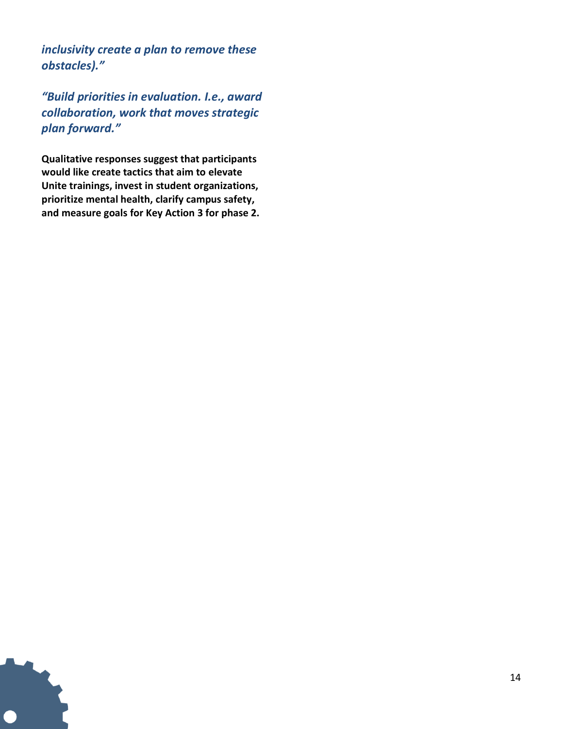*inclusivity create a plan to remove these obstacles).”*

*“Build priorities in evaluation. I.e., award collaboration, work that moves strategic plan forward.”*

**Qualitative responses suggest that participants would like create tactics that aim to elevate Unite trainings, invest in student organizations, prioritize mental health, clarify campus safety, and measure goals for Key Action 3 for phase 2.**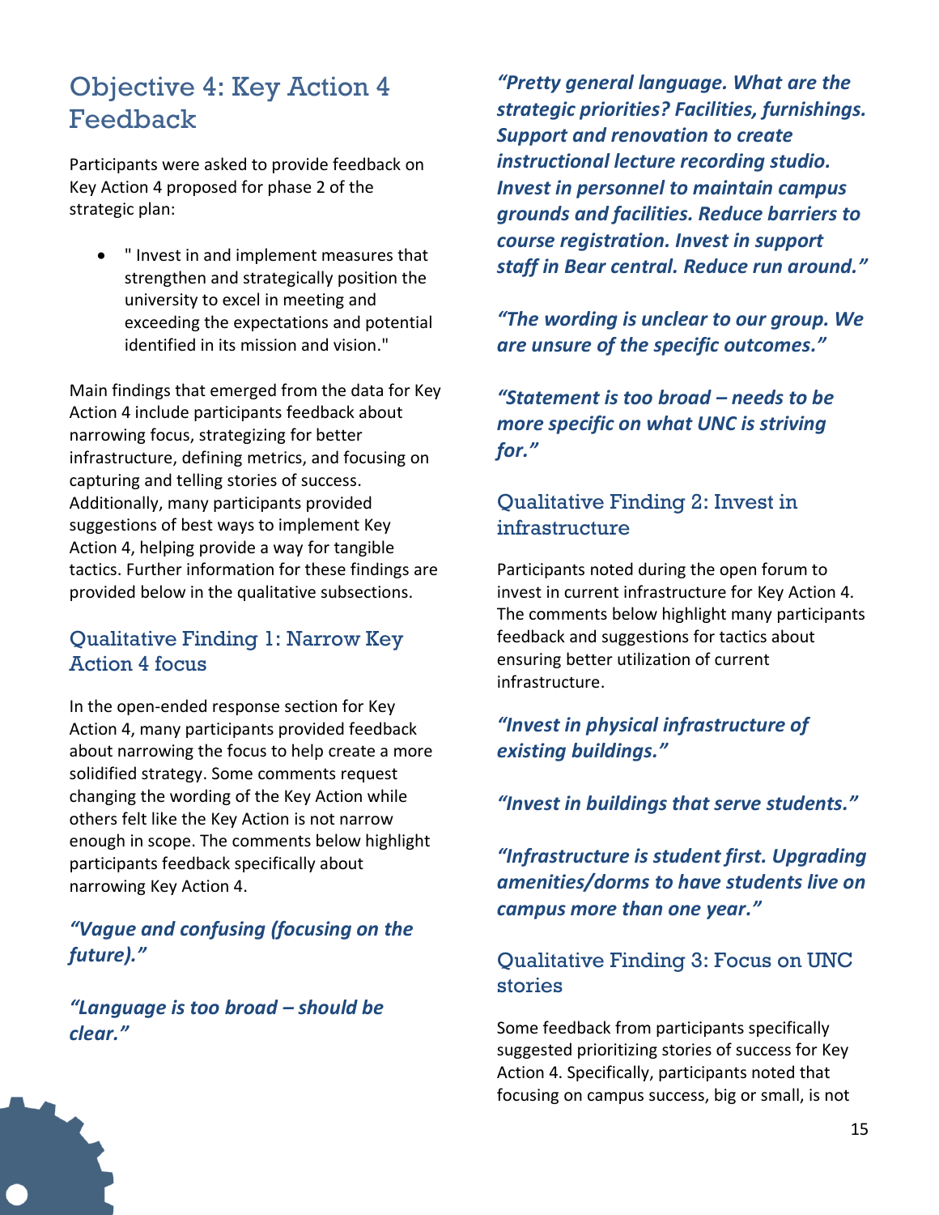# Objective 4: Key Action 4 Feedback

Participants were asked to provide feedback on Key Action 4 proposed for phase 2 of the strategic plan:

- " Invest in and implement measures that strengthen and strategically position the university to excel in meeting and exceeding the expectations and potential identified in its mission and vision."

Main findings that emerged from the data for Key Action 4 include participants feedback about narrowing focus, strategizing for better infrastructure, defining metrics, and focusing on capturing and telling stories of success. Additionally, many participants provided suggestions of best ways to implement Key Action 4, helping provide a way for tangible tactics. Further information for these findings are provided below in the qualitative subsections.

## Qualitative Finding 1: Narrow Key Action 4 focus

In the open-ended response section for Key Action 4, many participants provided feedback about narrowing the focus to help create a more solidified strategy. Some comments request changing the wording of the Key Action while others felt like the Key Action is not narrow enough in scope. The comments below highlight participants feedback specifically about narrowing Key Action 4.

***"Vague and confusing (focusing on the future)."***

***"Language is too broad – should be clear."***

***"Pretty general language. What are the strategic priorities? Facilities, furnishings. Support and renovation to create instructional lecture recording studio. Invest in personnel to maintain campus grounds and facilities. Reduce barriers to course registration. Invest in support staff in Bear central. Reduce run around."***

***"The wording is unclear to our group. We are unsure of the specific outcomes."***

***"Statement is too broad – needs to be more specific on what UNC is striving for."***

## Qualitative Finding 2: Invest in infrastructure

Participants noted during the open forum to invest in current infrastructure for Key Action 4. The comments below highlight many participants feedback and suggestions for tactics about ensuring better utilization of current infrastructure.

***"Invest in physical infrastructure of existing buildings."***

***"Invest in buildings that serve students."***

***"Infrastructure is student first. Upgrading amenities/dorms to have students live on campus more than one year."***

## Qualitative Finding 3: Focus on UNC stories

Some feedback from participants specifically suggested prioritizing stories of success for Key Action 4. Specifically, participants noted that focusing on campus success, big or small, is not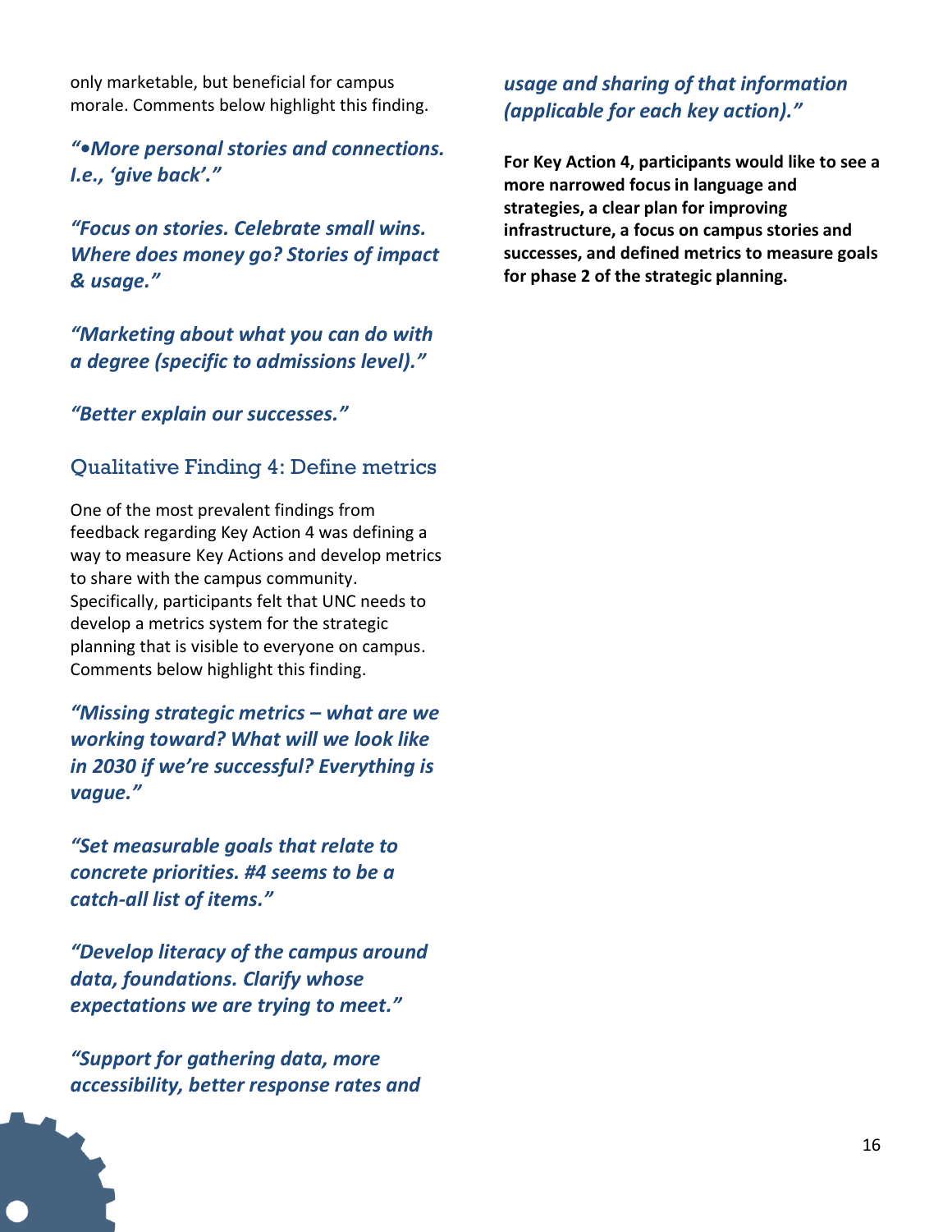only marketable, but beneficial for campus morale. Comments below highlight this finding.

***"•More personal stories and connections. I.e., 'give back'."***

***"Focus on stories. Celebrate small wins. Where does money go? Stories of impact & usage."***

***"Marketing about what you can do with a degree (specific to admissions level)."***

***"Better explain our successes."***

## Qualitative Finding 4: Define metrics

One of the most prevalent findings from feedback regarding Key Action 4 was defining a way to measure Key Actions and develop metrics to share with the campus community. Specifically, participants felt that UNC needs to develop a metrics system for the strategic planning that is visible to everyone on campus. Comments below highlight this finding.

***"Missing strategic metrics – what are we working toward? What will we look like in 2030 if we're successful? Everything is vague."***

***"Set measurable goals that relate to concrete priorities. #4 seems to be a catch-all list of items."***

***"Develop literacy of the campus around data, foundations. Clarify whose expectations we are trying to meet."***

***"Support for gathering data, more accessibility, better response rates and usage and sharing of that information (applicable for each key action)."***

**For Key Action 4, participants would like to see a more narrowed focus in language and strategies, a clear plan for improving infrastructure, a focus on campus stories and successes, and defined metrics to measure goals for phase 2 of the strategic planning.**